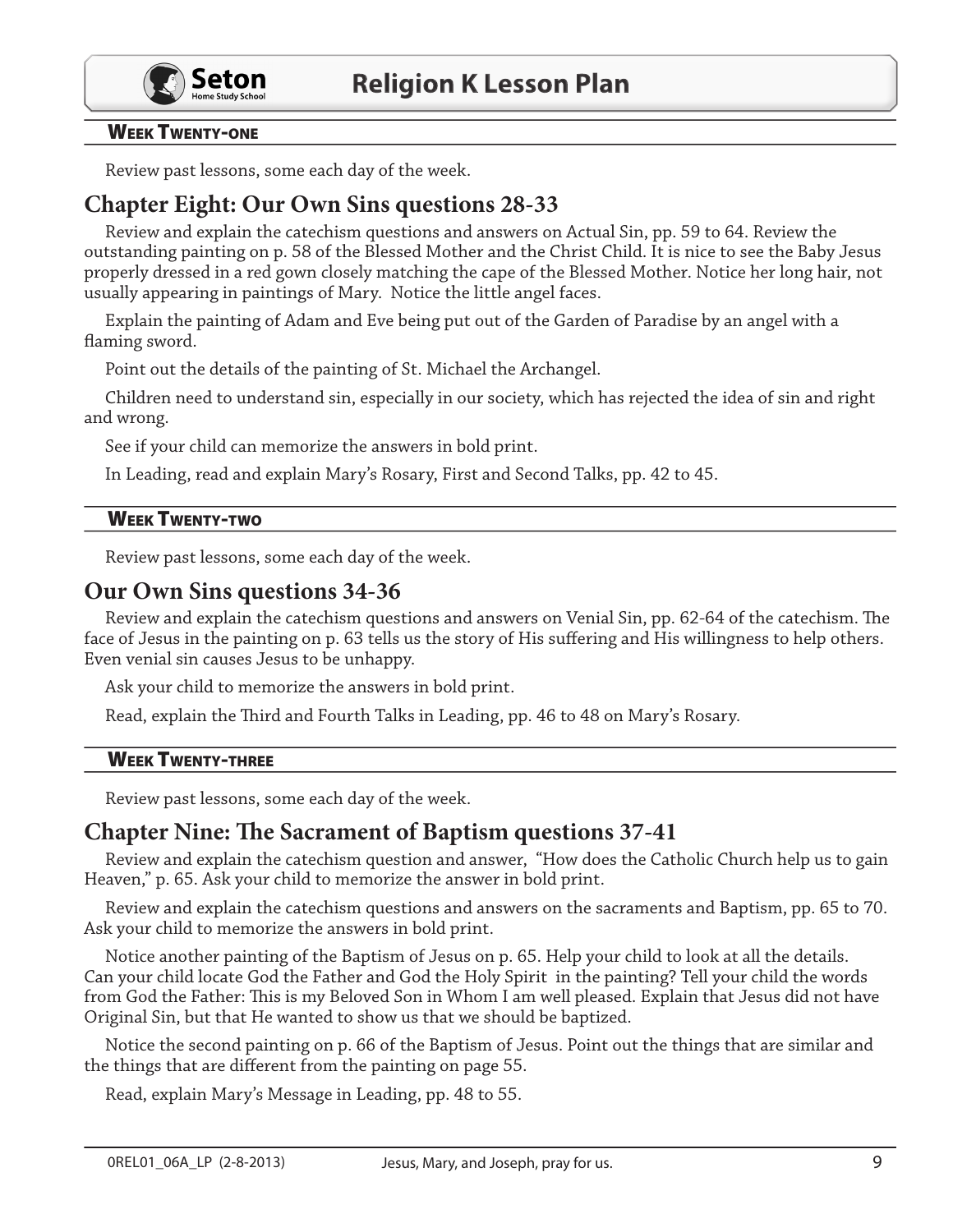## Week Twenty-one

Review past lessons, some each day of the week.

## Chapter Eight: Our Own Sins questions 28-33

Review and explain the catechism questions and answers on Actual Sin, pp. 59 to 64. Review the outstanding painting on p. 58 of the Blessed Mother and the Christ Child. It is nice to see the Baby Jesus properly dressed in a red gown closely matching the cape of the Blessed Mother. Notice her long hair, not usually appearing in paintings of Mary. Notice the little angel faces.

Explain the painting of Adam and Eve being put out of the Garden of Paradise by an angel with a flaming sword.

Point out the details of the painting of St. Michael the Archangel.

Children need to understand sin, especially in our society, which has rejected the idea of sin and right and wrong.

See if your child can memorize the answers in bold print.

In Leading, read and explain Mary's Rosary, First and Second Talks, pp. 42 to 45.

## Week Twenty-two

Review past lessons, some each day of the week.

## Our Own Sins questions 34-36

Review and explain the catechism questions and answers on Venial Sin, pp. 62-64 of the catechism. The face of Jesus in the painting on p. 63 tells us the story of His suffering and His willingness to help others. Even venial sin causes Jesus to be unhappy.

Ask your child to memorize the answers in bold print.

Read, explain the Third and Fourth Talks in Leading, pp. 46 to 48 on Mary's Rosary.

## Week Twenty-three

Review past lessons, some each day of the week.

## Chapter Nine: The Sacrament of Baptism questions 37-41

Review and explain the catechism question and answer, "How does the Catholic Church help us to gain Heaven," p. 65. Ask your child to memorize the answer in bold print.

Review and explain the catechism questions and answers on the sacraments and Baptism, pp. 65 to 70. Ask your child to memorize the answers in bold print.

Notice another painting of the Baptism of Jesus on p. 65. Help your child to look at all the details. Can your child locate God the Father and God the Holy Spirit in the painting? Tell your child the words from God the Father: This is my Beloved Son in Whom I am well pleased. Explain that Jesus did not have Original Sin, but that He wanted to show us that we should be baptized.

Notice the second painting on p. 66 of the Baptism of Jesus. Point out the things that are similar and the things that are different from the painting on page 55.

Read, explain Mary's Message in Leading, pp. 48 to 55.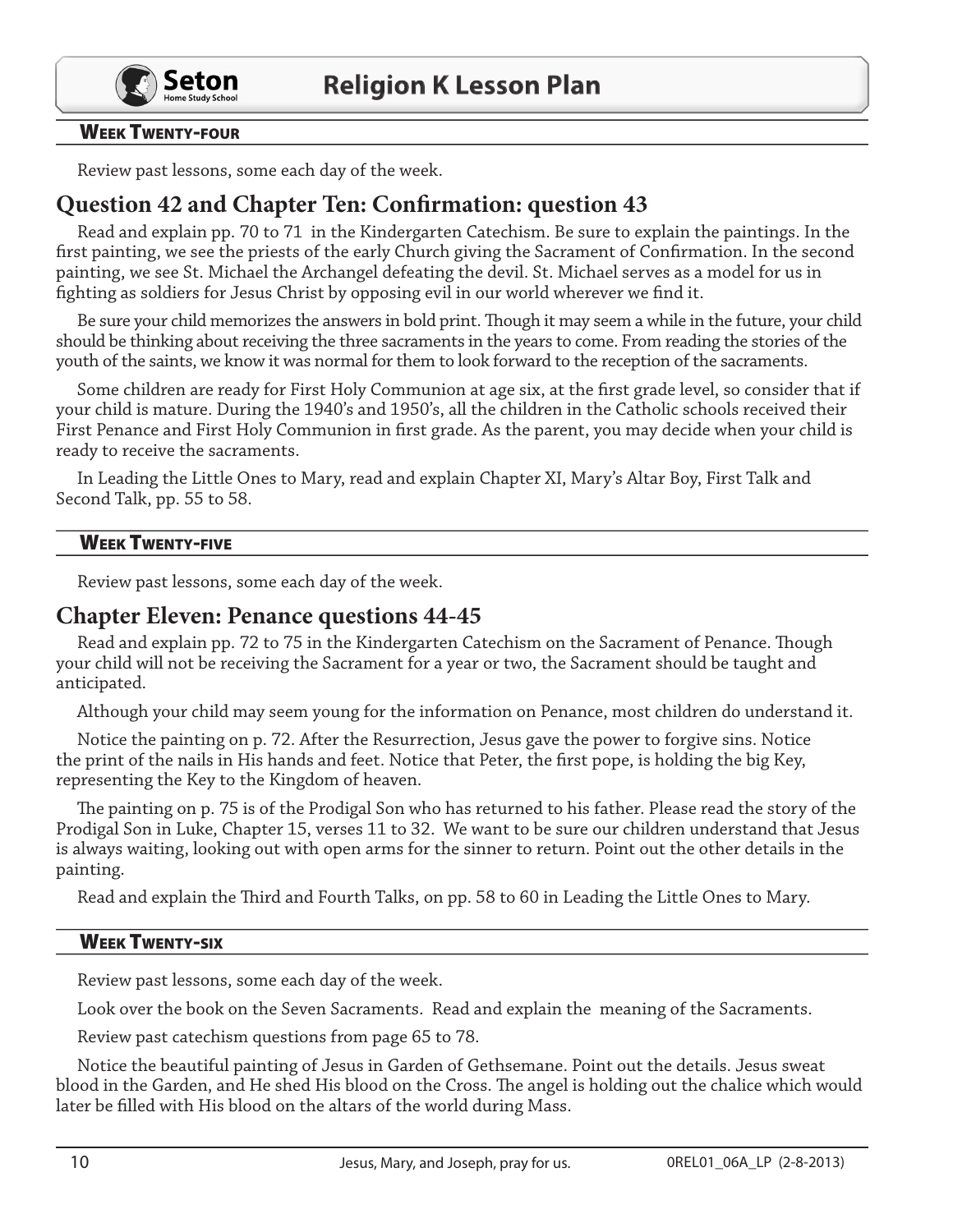#### Week Twenty-four

Review past lessons, some each day of the week.

## Question 42 and Chapter Ten: Confirmation: question 43

Read and explain pp. 70 to 71 in the Kindergarten Catechism. Be sure to explain the paintings. In the first painting, we see the priests of the early Church giving the Sacrament of Confirmation. In the second painting, we see St. Michael the Archangel defeating the devil. St. Michael serves as a model for us in fighting as soldiers for Jesus Christ by opposing evil in our world wherever we find it.

Be sure your child memorizes the answers in bold print. Though it may seem a while in the future, your child should be thinking about receiving the three sacraments in the years to come. From reading the stories of the youth of the saints, we know it was normal for them to look forward to the reception of the sacraments.

Some children are ready for First Holy Communion at age six, at the first grade level, so consider that if your child is mature. During the 1940's and 1950's, all the children in the Catholic schools received their First Penance and First Holy Communion in first grade. As the parent, you may decide when your child is ready to receive the sacraments.

In Leading the Little Ones to Mary, read and explain Chapter XI, Mary's Altar Boy, First Talk and Second Talk, pp. 55 to 58.

#### Week Twenty-five

Review past lessons, some each day of the week.

## Chapter Eleven: Penance questions 44-45

Read and explain pp. 72 to 75 in the Kindergarten Catechism on the Sacrament of Penance. Though your child will not be receiving the Sacrament for a year or two, the Sacrament should be taught and anticipated.

Although your child may seem young for the information on Penance, most children do understand it.

Notice the painting on p. 72. After the Resurrection, Jesus gave the power to forgive sins. Notice the print of the nails in His hands and feet. Notice that Peter, the first pope, is holding the big Key, representing the Key to the Kingdom of heaven.

The painting on p. 75 is of the Prodigal Son who has returned to his father. Please read the story of the Prodigal Son in Luke, Chapter 15, verses 11 to 32. We want to be sure our children understand that Jesus is always waiting, looking out with open arms for the sinner to return. Point out the other details in the painting.

Read and explain the Third and Fourth Talks, on pp. 58 to 60 in Leading the Little Ones to Mary.

#### Week Twenty-six

Review past lessons, some each day of the week.

Look over the book on the Seven Sacraments. Read and explain the meaning of the Sacraments.

Review past catechism questions from page 65 to 78.

Notice the beautiful painting of Jesus in Garden of Gethsemane. Point out the details. Jesus sweat blood in the Garden, and He shed His blood on the Cross. The angel is holding out the chalice which would later be filled with His blood on the altars of the world during Mass.